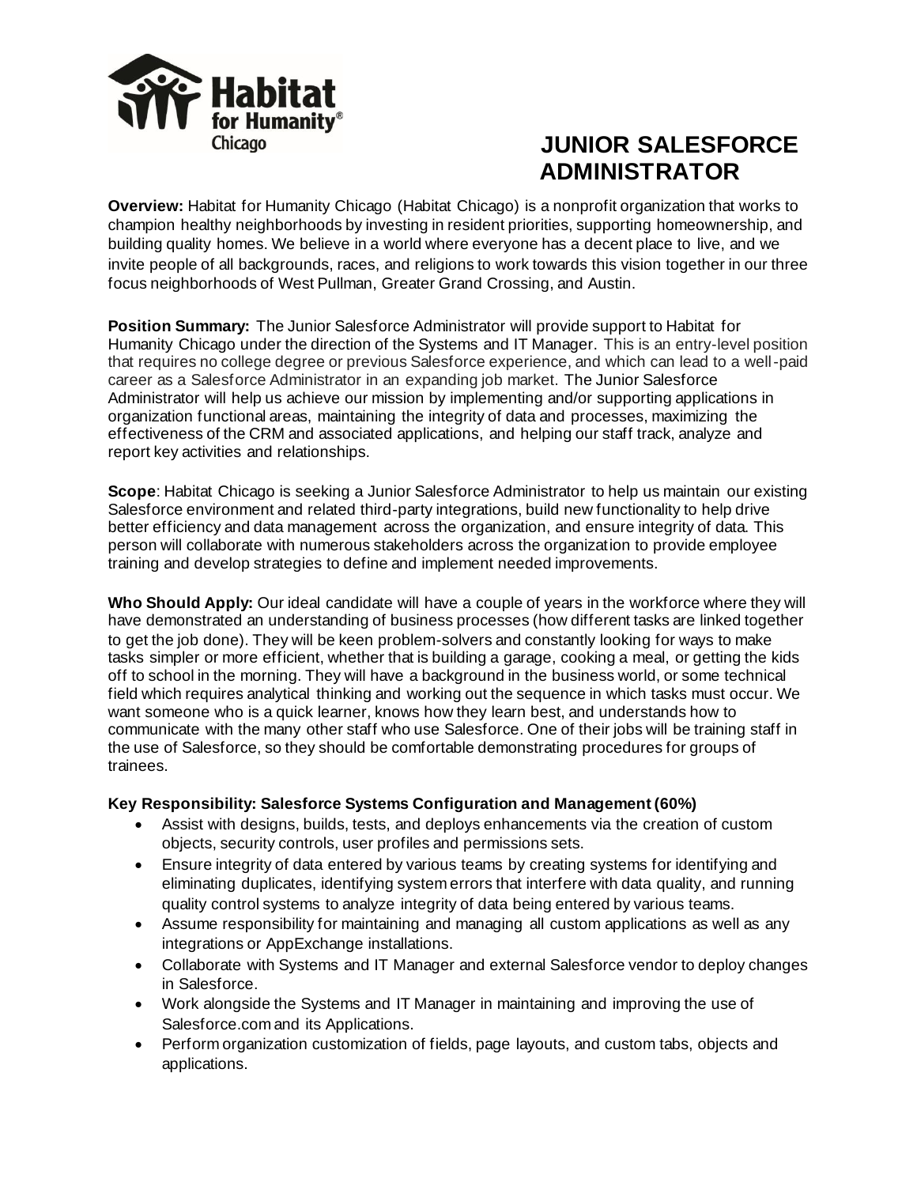# JUNIOR SALESFORCE ADMINISTRATOR

**Overview:** Habitat for Humanity Chicago (Habitat Chicago) is a nonprofit organization that works to champion healthy neighborhoods by investing in resident priorities, supporting homeownership, and building quality homes. We believe in a world where everyone has a decent place to live, and we invite people of all backgrounds, races, and religions to work towards this vision together in our three focus neighborhoods of West Pullman, Greater Grand Crossing, and Austin.

**Position Summary:** The Junior Salesforce Administrator will provide support to Habitat for Humanity Chicago under the direction of the Systems and IT Manager. This is an entry-level position that requires no college degree or previous Salesforce experience, and which can lead to a well-paid career as a Salesforce Administrator in an expanding job market. The Junior Salesforce Administrator will help us achieve our mission by implementing and/or supporting applications in organization functional areas, maintaining the integrity of data and processes, maximizing the effectiveness of the CRM and associated applications, and helping our staff track, analyze and report key activities and relationships.

**Scope**: Habitat Chicago is seeking a Junior Salesforce Administrator to help us maintain our existing Salesforce environment and related third-party integrations, build new functionality to help drive better efficiency and data management across the organization, and ensure integrity of data. This person will collaborate with numerous stakeholders across the organization to provide employee training and develop strategies to define and implement needed improvements.

**Who Should Apply:** Our ideal candidate will have a couple of years in the workforce where they will have demonstrated an understanding of business processes (how different tasks are linked together to get the job done). They will be keen problem-solvers and constantly looking for ways to make tasks simpler or more efficient, whether that is building a garage, cooking a meal, or getting the kids off to school in the morning. They will have a background in the business world, or some technical field which requires analytical thinking and working out the sequence in which tasks must occur. We want someone who is a quick learner, knows how they learn best, and understands how to communicate with the many other staff who use Salesforce. One of their jobs will be training staff in the use of Salesforce, so they should be comfortable demonstrating procedures for groups of trainees.

**Key Responsibility: Salesforce Systems Configuration and Management (60%)**

- Assist with designs, builds, tests, and deploys enhancements via the creation of custom objects, security controls, user profiles and permissions sets.
- Ensure integrity of data entered by various teams by creating systems for identifying and eliminating duplicates, identifying system errors that interfere with data quality, and running quality control systems to analyze integrity of data being entered by various teams.
- Assume responsibility for maintaining and managing all custom applications as well as any integrations or AppExchange installations.
- Collaborate with Systems and IT Manager and external Salesforce vendor to deploy changes in Salesforce.
- Work alongside the Systems and IT Manager in maintaining and improving the use of Salesforce.com and its Applications.
- Perform organization customization of fields, page layouts, and custom tabs, objects and applications.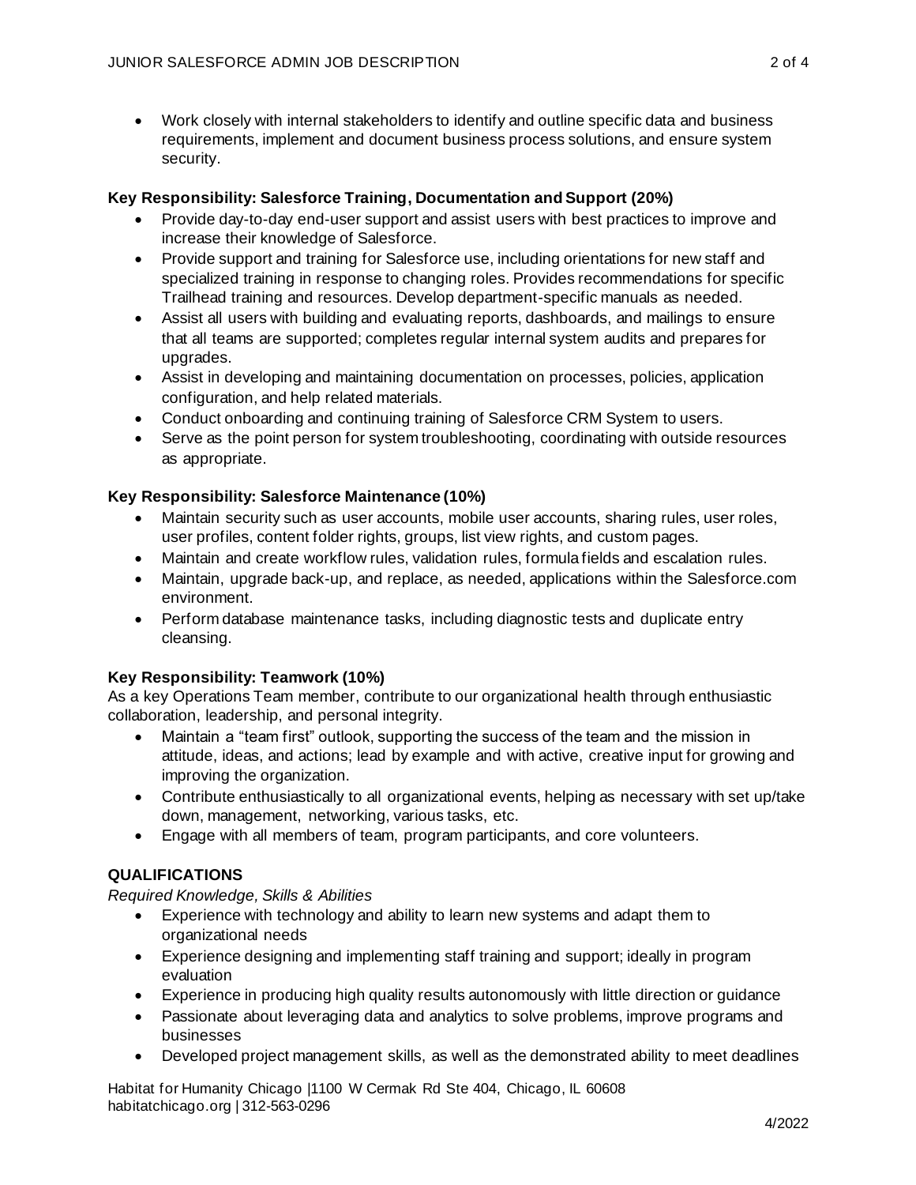- Work closely with internal stakeholders to identify and outline specific data and business requirements, implement and document business process solutions, and ensure system security.

**Key Responsibility: Salesforce Training, Documentation and Support (20%)**

- Provide day-to-day end-user support and assist users with best practices to improve and increase their knowledge of Salesforce.
- Provide support and training for Salesforce use, including orientations for new staff and specialized training in response to changing roles. Provides recommendations for specific Trailhead training and resources. Develop department-specific manuals as needed.
- Assist all users with building and evaluating reports, dashboards, and mailings to ensure that all teams are supported; completes regular internal system audits and prepares for upgrades.
- Assist in developing and maintaining documentation on processes, policies, application configuration, and help related materials.
- Conduct onboarding and continuing training of Salesforce CRM System to users.
- Serve as the point person for system troubleshooting, coordinating with outside resources as appropriate.

**Key Responsibility: Salesforce Maintenance (10%)**

- Maintain security such as user accounts, mobile user accounts, sharing rules, user roles, user profiles, content folder rights, groups, list view rights, and custom pages.
- Maintain and create workflow rules, validation rules, formula fields and escalation rules.
- Maintain, upgrade back-up, and replace, as needed, applications within the Salesforce.com environment.
- Perform database maintenance tasks, including diagnostic tests and duplicate entry cleansing.

**Key Responsibility: Teamwork (10%)**

As a key Operations Team member, contribute to our organizational health through enthusiastic collaboration, leadership, and personal integrity.

- Maintain a "team first" outlook, supporting the success of the team and the mission in attitude, ideas, and actions; lead by example and with active, creative input for growing and improving the organization.
- Contribute enthusiastically to all organizational events, helping as necessary with set up/take down, management, networking, various tasks, etc.
- Engage with all members of team, program participants, and core volunteers.

**QUALIFICATIONS**

*Required Knowledge, Skills & Abilities*

- Experience with technology and ability to learn new systems and adapt them to organizational needs
- Experience designing and implementing staff training and support; ideally in program evaluation
- Experience in producing high quality results autonomously with little direction or guidance
- Passionate about leveraging data and analytics to solve problems, improve programs and businesses
- Developed project management skills, as well as the demonstrated ability to meet deadlines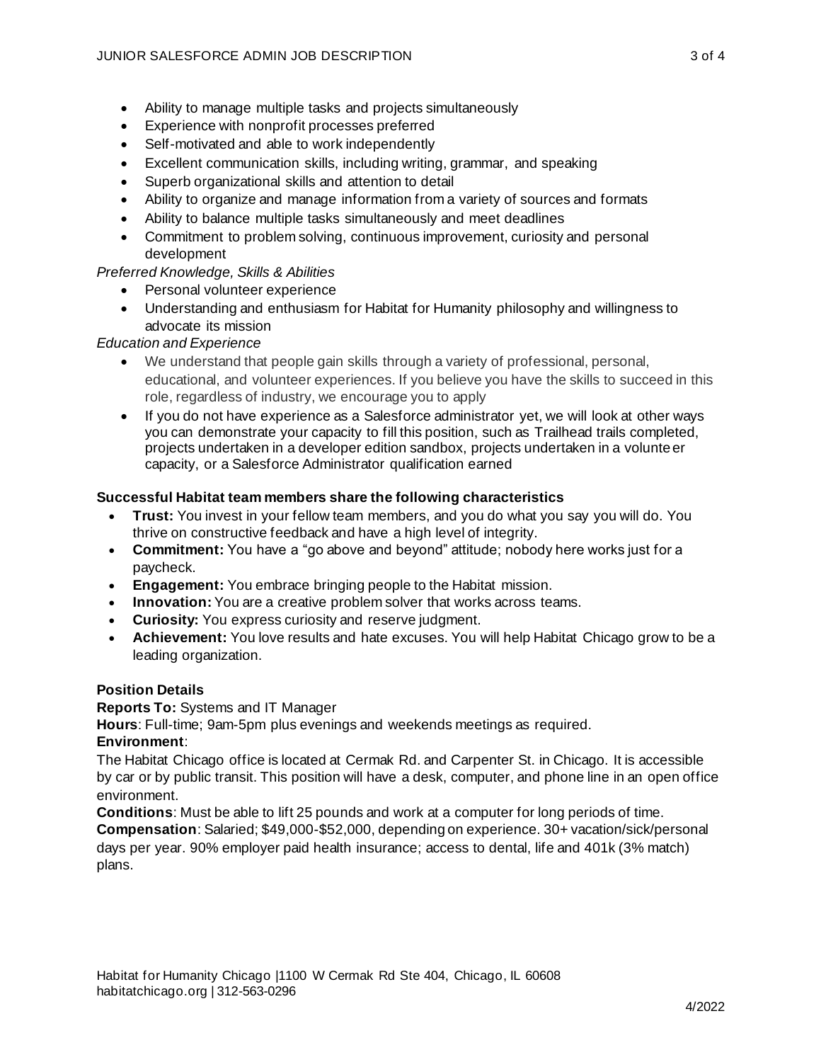- Ability to manage multiple tasks and projects simultaneously
- Experience with nonprofit processes preferred
- Self-motivated and able to work independently
- Excellent communication skills, including writing, grammar, and speaking
- Superb organizational skills and attention to detail
- Ability to organize and manage information from a variety of sources and formats
- Ability to balance multiple tasks simultaneously and meet deadlines
- Commitment to problem solving, continuous improvement, curiosity and personal development

*Preferred Knowledge, Skills & Abilities*

- Personal volunteer experience
- Understanding and enthusiasm for Habitat for Humanity philosophy and willingness to advocate its mission

*Education and Experience*

- We understand that people gain skills through a variety of professional, personal, educational, and volunteer experiences. If you believe you have the skills to succeed in this role, regardless of industry, we encourage you to apply
- If you do not have experience as a Salesforce administrator yet, we will look at other ways you can demonstrate your capacity to fill this position, such as Trailhead trails completed, projects undertaken in a developer edition sandbox, projects undertaken in a volunteer capacity, or a Salesforce Administrator qualification earned

**Successful Habitat team members share the following characteristics**

- **Trust:** You invest in your fellow team members, and you do what you say you will do. You thrive on constructive feedback and have a high level of integrity.
- **Commitment:** You have a "go above and beyond" attitude; nobody here works just for a paycheck.
- **Engagement:** You embrace bringing people to the Habitat mission.
- **Innovation:** You are a creative problem solver that works across teams.
- **Curiosity:** You express curiosity and reserve judgment.
- **Achievement:** You love results and hate excuses. You will help Habitat Chicago grow to be a leading organization.

**Position Details**

**Reports To:** Systems and IT Manager

**Hours**: Full-time; 9am-5pm plus evenings and weekends meetings as required.

**Environment**:

The Habitat Chicago office is located at Cermak Rd. and Carpenter St. in Chicago. It is accessible by car or by public transit. This position will have a desk, computer, and phone line in an open office environment.

**Conditions**: Must be able to lift 25 pounds and work at a computer for long periods of time.

**Compensation**: Salaried; $49,000-$52,000, depending on experience. 30+ vacation/sick/personal days per year. 90% employer paid health insurance; access to dental, life and 401k (3% match) plans.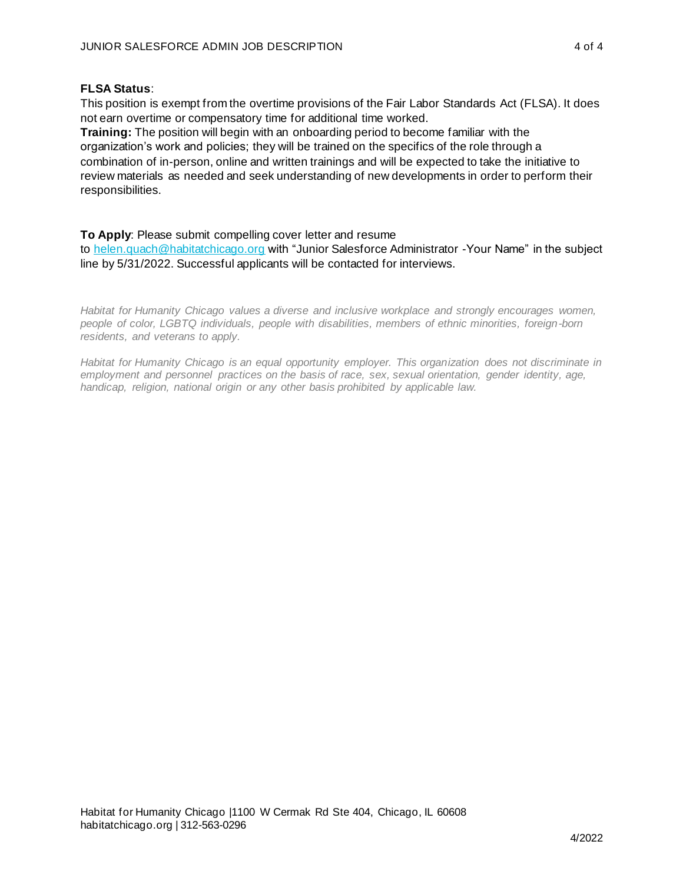**FLSA Status**:

This position is exempt from the overtime provisions of the Fair Labor Standards Act (FLSA). It does not earn overtime or compensatory time for additional time worked.

**Training:** The position will begin with an onboarding period to become familiar with the organization's work and policies; they will be trained on the specifics of the role through a combination of in-person, online and written trainings and will be expected to take the initiative to review materials as needed and seek understanding of new developments in order to perform their responsibilities.

**To Apply**: Please submit compelling cover letter and resume to helen.quach@habitatchicago.org with "Junior Salesforce Administrator -Your Name" in the subject line by 5/31/2022. Successful applicants will be contacted for interviews.

*Habitat for Humanity Chicago values a diverse and inclusive workplace and strongly encourages women, people of color, LGBTQ individuals, people with disabilities, members of ethnic minorities, foreign-born residents, and veterans to apply.*

*Habitat for Humanity Chicago is an equal opportunity employer. This organization does not discriminate in employment and personnel practices on the basis of race, sex, sexual orientation, gender identity, age, handicap, religion, national origin or any other basis prohibited by applicable law.*

Habitat for Humanity Chicago |1100 W Cermak Rd Ste 404, Chicago, IL 60608
habitatchicago.org | 312-563-0296

4/2022